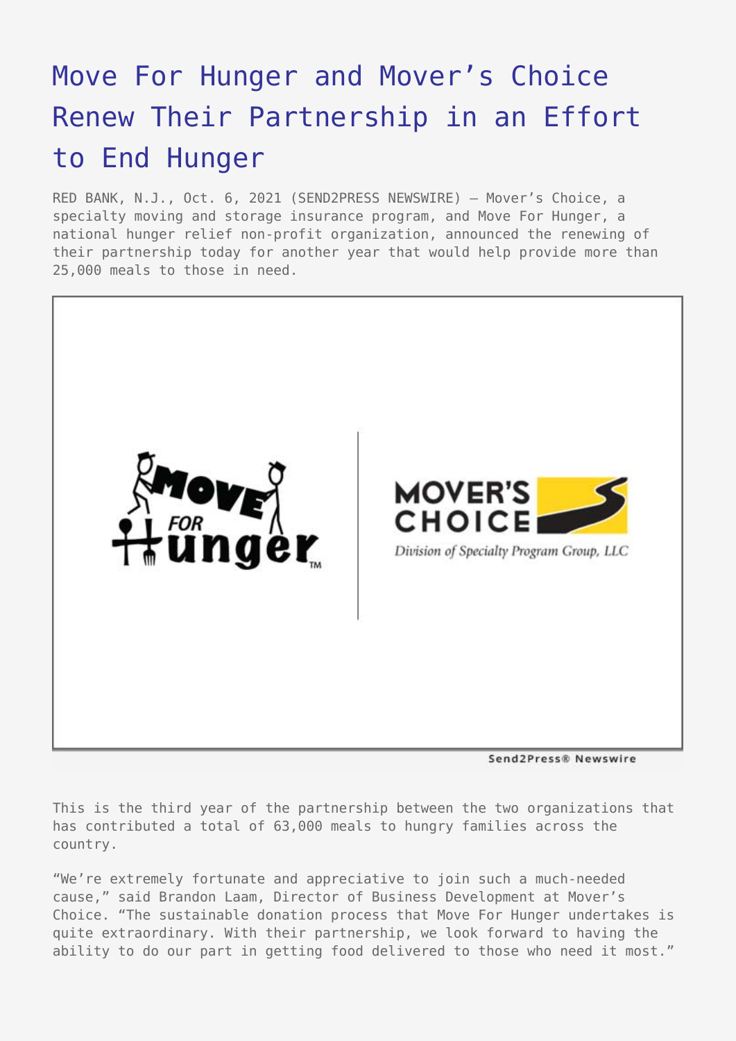# Move For Hunger and Mover's Choice Renew Their Partnership in an Effort to End Hunger

RED BANK, N.J., Oct. 6, 2021 (SEND2PRESS NEWSWIRE) — Mover's Choice, a specialty moving and storage insurance program, and Move For Hunger, a national hunger relief non-profit organization, announced the renewing of their partnership today for another year that would help provide more than 25,000 meals to those in need.

This is the third year of the partnership between the two organizations that has contributed a total of 63,000 meals to hungry families across the country.

"We're extremely fortunate and appreciative to join such a much-needed cause," said Brandon Laam, Director of Business Development at Mover's Choice. "The sustainable donation process that Move For Hunger undertakes is quite extraordinary. With their partnership, we look forward to having the ability to do our part in getting food delivered to those who need it most."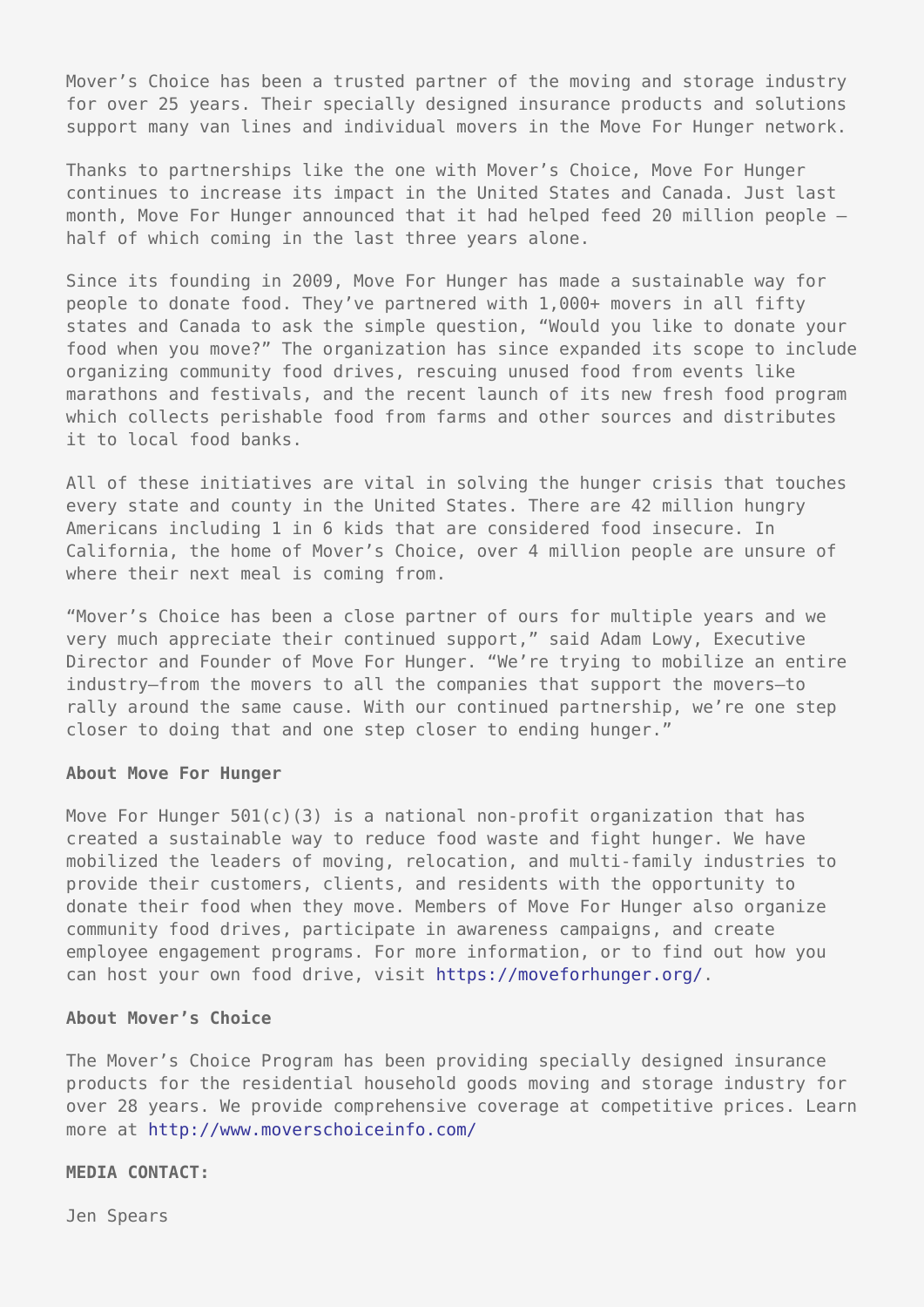Mover's Choice has been a trusted partner of the moving and storage industry for over 25 years. Their specially designed insurance products and solutions support many van lines and individual movers in the Move For Hunger network.

Thanks to partnerships like the one with Mover's Choice, Move For Hunger continues to increase its impact in the United States and Canada. Just last month, Move For Hunger announced that it had helped feed 20 million people – half of which coming in the last three years alone.

Since its founding in 2009, Move For Hunger has made a sustainable way for people to donate food. They've partnered with 1,000+ movers in all fifty states and Canada to ask the simple question, "Would you like to donate your food when you move?" The organization has since expanded its scope to include organizing community food drives, rescuing unused food from events like marathons and festivals, and the recent launch of its new fresh food program which collects perishable food from farms and other sources and distributes it to local food banks.

All of these initiatives are vital in solving the hunger crisis that touches every state and county in the United States. There are 42 million hungry Americans including 1 in 6 kids that are considered food insecure. In California, the home of Mover's Choice, over 4 million people are unsure of where their next meal is coming from.

"Mover's Choice has been a close partner of ours for multiple years and we very much appreciate their continued support," said Adam Lowy, Executive Director and Founder of Move For Hunger. "We're trying to mobilize an entire industry—from the movers to all the companies that support the movers—to rally around the same cause. With our continued partnership, we're one step closer to doing that and one step closer to ending hunger."

**About Move For Hunger**

Move For Hunger 501(c)(3) is a national non-profit organization that has created a sustainable way to reduce food waste and fight hunger. We have mobilized the leaders of moving, relocation, and multi-family industries to provide their customers, clients, and residents with the opportunity to donate their food when they move. Members of Move For Hunger also organize community food drives, participate in awareness campaigns, and create employee engagement programs. For more information, or to find out how you can host your own food drive, visit https://moveforhunger.org/.

**About Mover's Choice**

The Mover's Choice Program has been providing specially designed insurance products for the residential household goods moving and storage industry for over 28 years. We provide comprehensive coverage at competitive prices. Learn more at http://www.moverschoiceinfo.com/

**MEDIA CONTACT:**

Jen Spears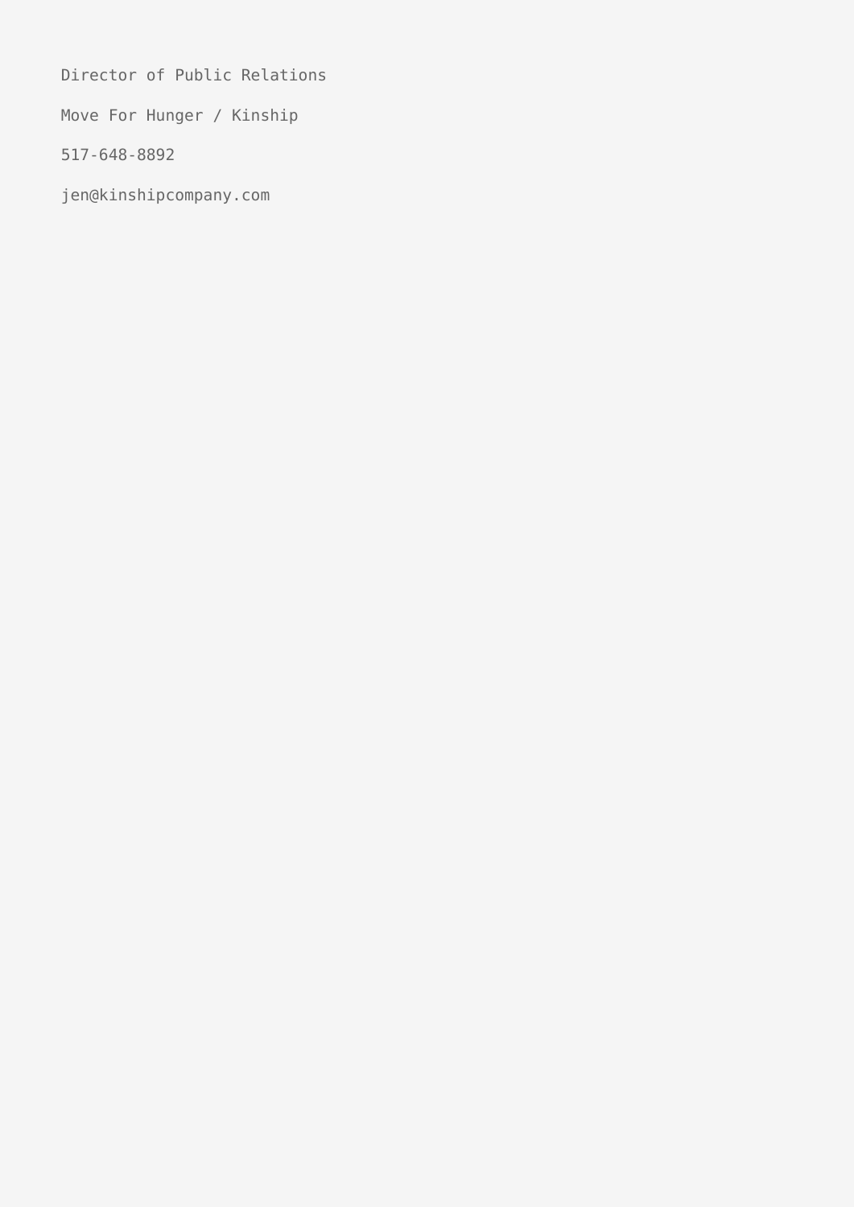Director of Public Relations

Move For Hunger / Kinship

517-648-8892

jen@kinshipcompany.com